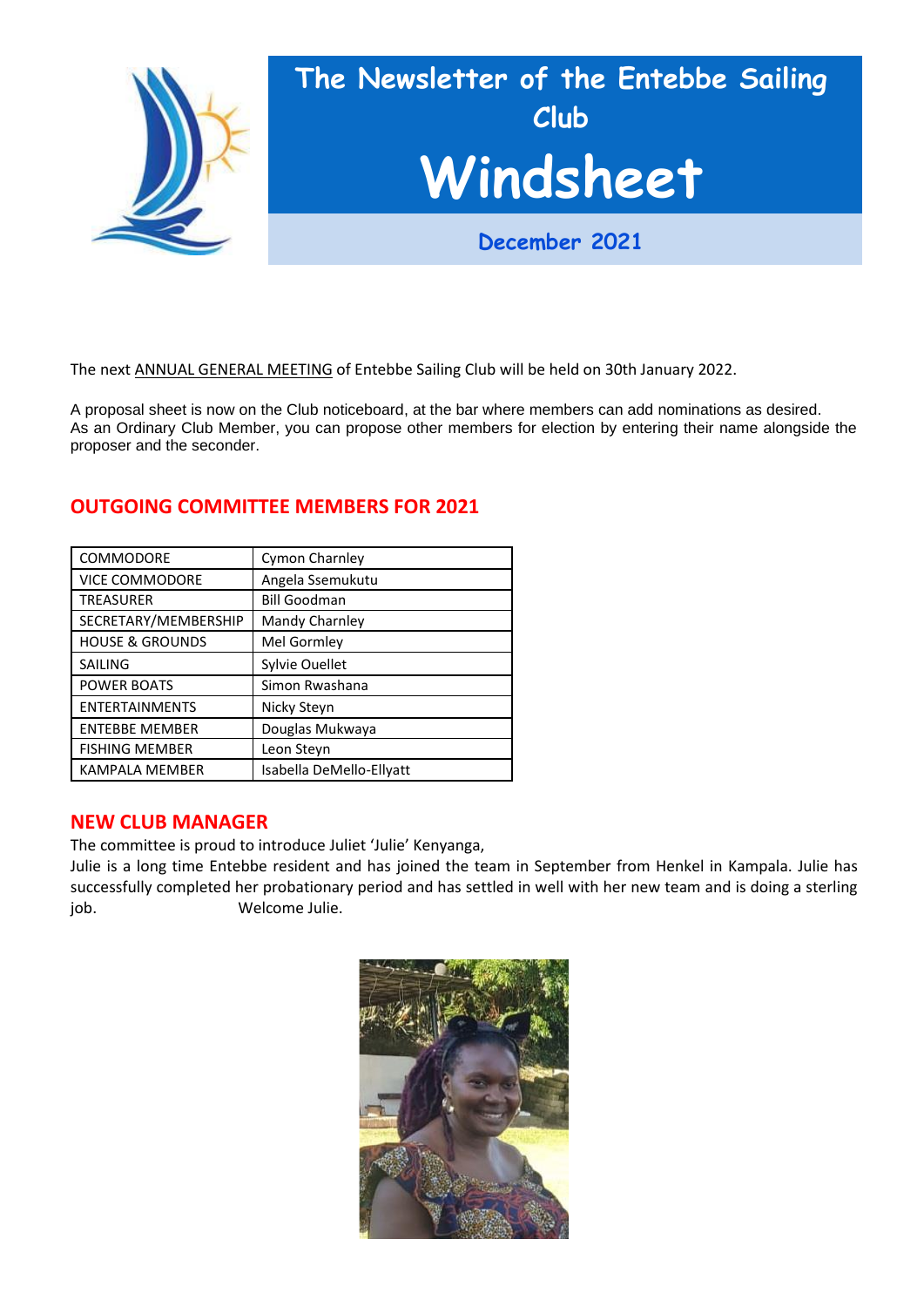# The Newsletter of the Entebbe Sailing Club

# Windsheet

## December 2021

The next ANNUAL GENERAL MEETING of Entebbe Sailing Club will be held on 30th January 2022.

A proposal sheet is now on the Club noticeboard, at the bar where members can add nominations as desired. As an Ordinary Club Member, you can propose other members for election by entering their name alongside the proposer and the seconder.

## OUTGOING COMMITTEE MEMBERS FOR 2021

| | |
|---|---|
| COMMODORE | Cymon Charnley |
| VICE COMMODORE | Angela Ssemukutu |
| TREASURER | Bill Goodman |
| SECRETARY/MEMBERSHIP | Mandy Charnley |
| HOUSE & GROUNDS | Mel Gormley |
| SAILING | Sylvie Ouellet |
| POWER BOATS | Simon Rwashana |
| ENTERTAINMENTS | Nicky Steyn |
| ENTEBBE MEMBER | Douglas Mukwaya |
| FISHING MEMBER | Leon Steyn |
| KAMPALA MEMBER | Isabella DeMello-Ellyatt |

## NEW CLUB MANAGER

The committee is proud to introduce Juliet 'Julie' Kenyanga,

Julie is a long time Entebbe resident and has joined the team in September from Henkel in Kampala. Julie has successfully completed her probationary period and has settled in well with her new team and is doing a sterling job. Welcome Julie.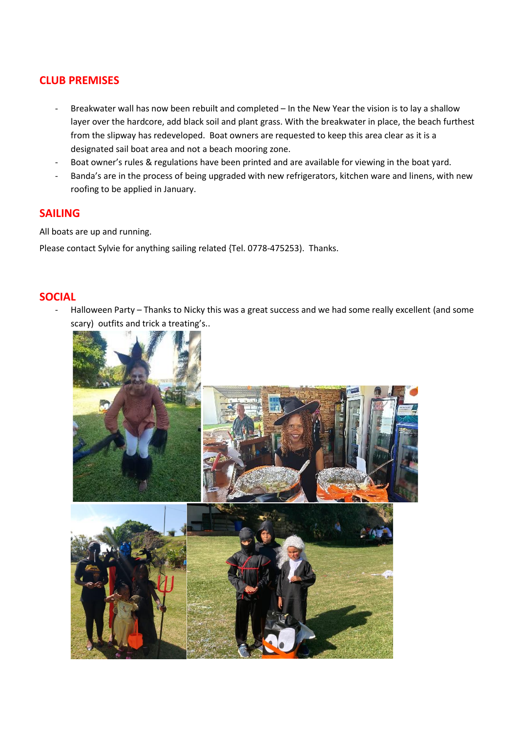## CLUB PREMISES

- Breakwater wall has now been rebuilt and completed – In the New Year the vision is to lay a shallow layer over the hardcore, add black soil and plant grass. With the breakwater in place, the beach furthest from the slipway has redeveloped. Boat owners are requested to keep this area clear as it is a designated sail boat area and not a beach mooring zone.
- Boat owner's rules & regulations have been printed and are available for viewing in the boat yard.
- Banda's are in the process of being upgraded with new refrigerators, kitchen ware and linens, with new roofing to be applied in January.

## SAILING

All boats are up and running.

Please contact Sylvie for anything sailing related {Tel. 0778-475253). Thanks.

## SOCIAL

- Halloween Party – Thanks to Nicky this was a great success and we had some really excellent (and some scary) outfits and trick a treating's..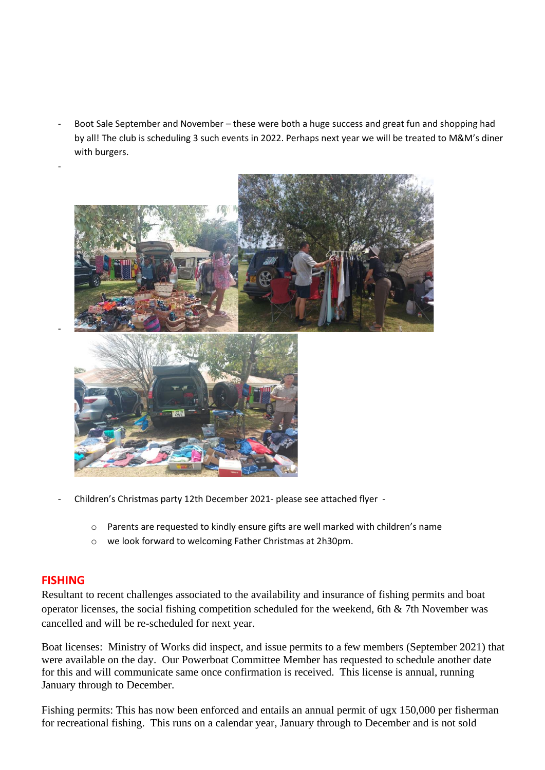- Boot Sale September and November – these were both a huge success and great fun and shopping had by all! The club is scheduling 3 such events in 2022. Perhaps next year we will be treated to M&M's diner with burgers.

- Children's Christmas party 12th December 2021- please see attached flyer -
  - Parents are requested to kindly ensure gifts are well marked with children's name
  - we look forward to welcoming Father Christmas at 2h30pm.

## FISHING

Resultant to recent challenges associated to the availability and insurance of fishing permits and boat operator licenses, the social fishing competition scheduled for the weekend, 6th & 7th November was cancelled and will be re-scheduled for next year.

Boat licenses: Ministry of Works did inspect, and issue permits to a few members (September 2021) that were available on the day. Our Powerboat Committee Member has requested to schedule another date for this and will communicate same once confirmation is received. This license is annual, running January through to December.

Fishing permits: This has now been enforced and entails an annual permit of ugx 150,000 per fisherman for recreational fishing. This runs on a calendar year, January through to December and is not sold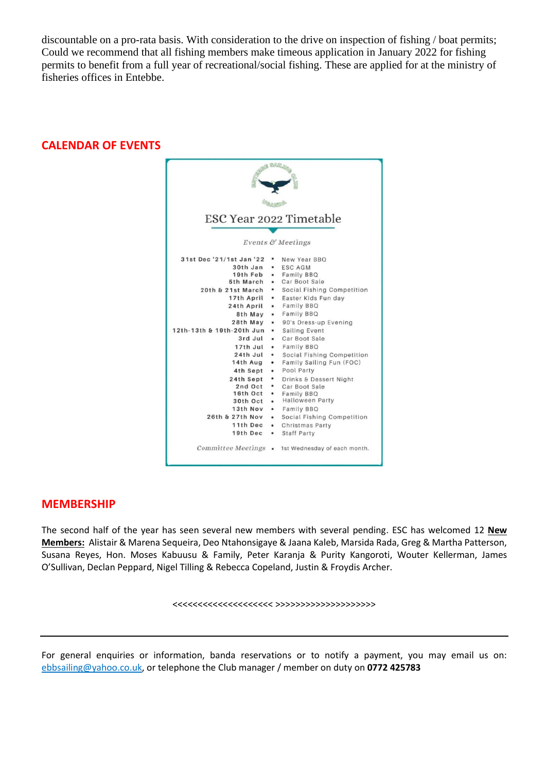discountable on a pro-rata basis. With consideration to the drive on inspection of fishing / boat permits; Could we recommend that all fishing members make timeous application in January 2022 for fishing permits to benefit from a full year of recreational/social fishing. These are applied for at the ministry of fisheries offices in Entebbe.

## CALENDAR OF EVENTS

ENTEBBE SAILING CLUB UGANDA

### ESC Year 2022 Timetable

*Events & Meetings*

| | |
|---|---|
| 31st Dec '21/1st Jan '22 | New Year BBQ |
| 30th Jan | ESC AGM |
| 19th Feb | Family BBQ |
| 5th March | Car Boot Sale |
| 20th & 21st March | Social Fishing Competition |
| 17th April | Easter Kids Fun day |
| 24th April | Family BBQ |
| 8th May | Family BBQ |
| 28th May | 90's Dress-up Evening |
| 12th-13th & 19th-20th Jun | Sailing Event |
| 3rd Jul | Car Boot Sale |
| 17th Jul | Family BBQ |
| 24th Jul | Social Fishing Competition |
| 14th Aug | Family Sailing Fun (FOC) |
| 4th Sept | Pool Party |
| 24th Sept | Drinks & Dessert Night |
| 2nd Oct | Car Boot Sale |
| 16th Oct | Family BBQ |
| 30th Oct | Halloween Party |
| 13th Nov | Family BBQ |
| 26th & 27th Nov | Social Fishing Competition |
| 11th Dec | Christmas Party |
| 19th Dec | Staff Party |
| *Committee Meetings* | 1st Wednesday of each month. |

## MEMBERSHIP

The second half of the year has seen several new members with several pending. ESC has welcomed 12 **New Members:** Alistair & Marena Sequeira, Deo Ntahonsigaye & Jaana Kaleb, Marsida Rada, Greg & Martha Patterson, Susana Reyes, Hon. Moses Kabuusu & Family, Peter Karanja & Purity Kangoroti, Wouter Kellerman, James O'Sullivan, Declan Peppard, Nigel Tilling & Rebecca Copeland, Justin & Froydis Archer.

<<<<<<<<<<<<<<<<<<<< >>>>>>>>>>>>>>>>>>>>

---

For general enquiries or information, banda reservations or to notify a payment, you may email us on: ebbsailing@yahoo.co.uk, or telephone the Club manager / member on duty on **0772 425783**